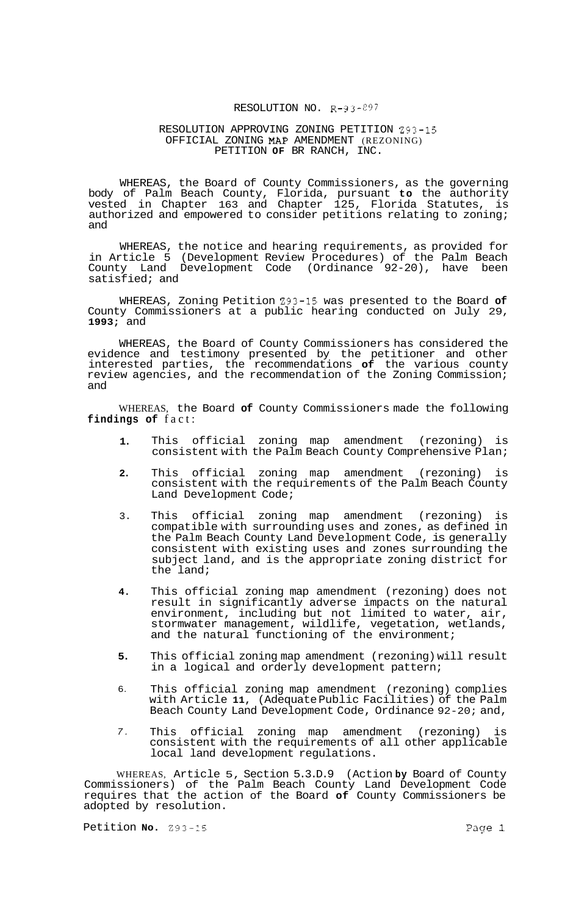# RESOLUTION NO. R-93-897

## RESOLUTION APPROVING ZONING PETITION Z93-15 OFFICIAL ZONING MAP AMENDMENT (REZONING) PETITION OF BR RANCH, INC.

WHEREAS, the Board of County Commissioners, as the governing body of Palm Beach County, Florida, pursuant to the authority vested in Chapter 163 and Chapter 125, Florida Statutes, is authorized and empowered to consider petitions relating to zoning; and

WHEREAS, the notice and hearing requirements, as provided for in Article 5 (Development Review Procedures) of the Palm Beach County Land Development Code (Ordinance 92-20), have been satisfied; and

WHEREAS, Zoning Petition Z93-15 was presented to the Board of County Commissioners at a public hearing conducted on July 29, 1993; and

WHEREAS, the Board of County Commissioners has considered the evidence and testimony presented by the petitioner and other interested parties, the recommendations of the various county review agencies, and the recommendation of the Zoning Commission; and

WHEREAS, the Board of County Commissioners made the following findings of fact:

1. This official zoning map amendment (rezoning) is consistent with the Palm Beach County Comprehensive Plan;
2. This official zoning map amendment (rezoning) is consistent with the requirements of the Palm Beach County Land Development Code;
3. This official zoning map amendment (rezoning) is compatible with surrounding uses and zones, as defined in the Palm Beach County Land Development Code, is generally consistent with existing uses and zones surrounding the subject land, and is the appropriate zoning district for the land;
4. This official zoning map amendment (rezoning) does not result in significantly adverse impacts on the natural environment, including but not limited to water, air, stormwater management, wildlife, vegetation, wetlands, and the natural functioning of the environment;
5. This official zoning map amendment (rezoning) will result in a logical and orderly development pattern;
6. This official zoning map amendment (rezoning) complies with Article 11, (Adequate Public Facilities) of the Palm Beach County Land Development Code, Ordinance 92-20; and,
7. This official zoning map amendment (rezoning) is consistent with the requirements of all other applicable local land development regulations.

WHEREAS, Article 5, Section 5.3.D.9 (Action by Board of County Commissioners) of the Palm Beach County Land Development Code requires that the action of the Board of County Commissioners be adopted by resolution.

Petition No. Z93-15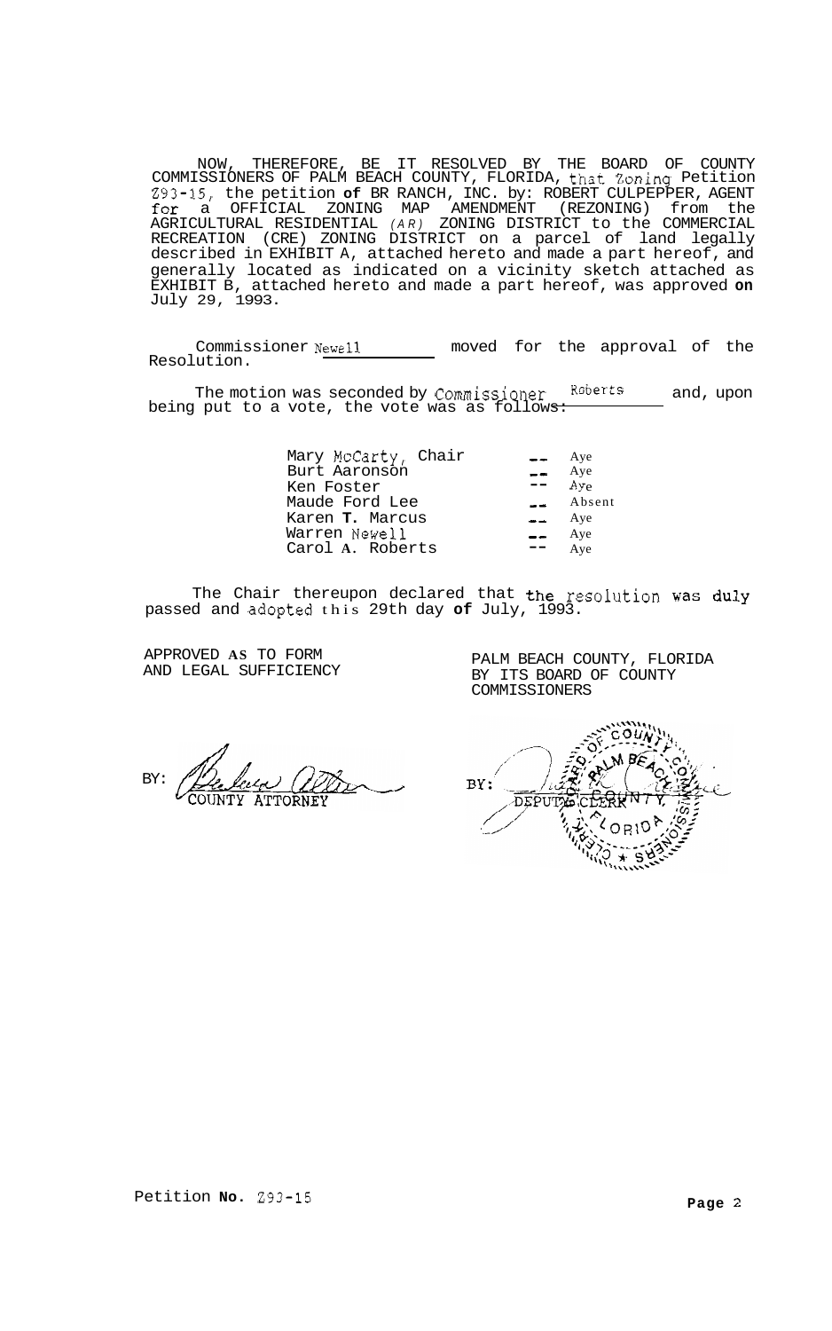NOW, THEREFORE, BE IT RESOLVED BY THE BOARD OF COUNTY COMMISSIONERS OF PALM BEACH COUNTY, FLORIDA, that Zoning Petition Z93-15, the petition **of** BR RANCH, INC. by: ROBERT CULPEPPER, AGENT for a OFFICIAL ZONING MAP AMENDMENT (REZONING) from the AGRICULTURAL RESIDENTIAL *(AR)* ZONING DISTRICT to the COMMERCIAL RECREATION (CRE) ZONING DISTRICT on a parcel of land legally described in EXHIBIT A, attached hereto and made a part hereof, and generally located as indicated on a vicinity sketch attached as EXHIBIT B, attached hereto and made a part hereof, was approved **on** July 29, 1993.

Commissioner Newell moved for the approval of the Resolution.

The motion was seconded by Commissioner Roberts and, upon being put to a vote, the vote was as follows:

| | | |
|---|---|---|
| Mary McCarty, Chair | -- | Aye |
| Burt Aaronson | -- | Aye |
| Ken Foster | -- | Aye |
| Maude Ford Lee | -- | Absent |
| Karen **T.** Marcus | -- | Aye |
| Warren Newell | -- | Aye |
| Carol **A**. Roberts | -- | Aye |

The Chair thereupon declared that the resolution was duly passed and adopted this 29th day **of** July, 1993.

APPROVED **AS** TO FORM
AND LEGAL SUFFICIENCY

BY: COUNTY ATTORNEY

PALM BEACH COUNTY, FLORIDA
BY ITS BOARD OF COUNTY
COMMISSIONERS

BY: DEPUTY CLERK

Petition **No.** Z93-15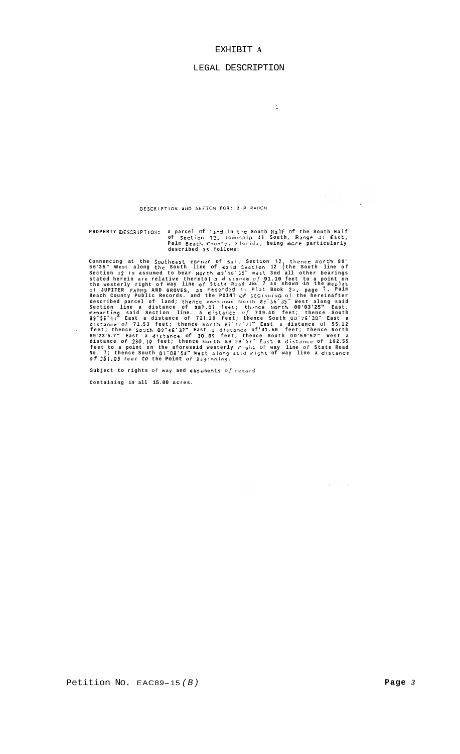# EXHIBIT A

## LEGAL DESCRIPTION

DESCRIPTION AND SKETCH FOR: B.R. RANCH

**PROPERTY DESCRIPTION:** A parcel of land in the South Half of the South Half of Section 12, Township 41 South, Range 41 East, Palm Beach County, Florida, being more particularly described as follows:

Commencing at the Southeast corner of said Section 12, thence North 89° 56'35" West along the South line of said Section 12 (the South line of Section 12 is assumed to bear North 89°56'35" West and all other bearings stated herein are relative thereto) a distance of 91.10 feet to a point on the westerly right of way line of State Road No. 7 as shown in the Replat of JUPITER FARMS AND GROVES, as recorded in Plat Book 24, page 1, Palm Beach County Public Records. and the POINT OF BEGINNING of the hereinafter described parcel of land; thence continue North 89°56'35" West along said Section line a distance of 987.07 feet; thence North 00°03'25" East. departing said Section line. a distance of 739.40 feet; thence South 89°56'14" East a distance of 721.19 feet; thence South 00°25'30" East a distance of 71.53 feet; thence North 87°11'21" East a distance of 55.12 feet; thence South 02°46'37" East a distance of 41.50 feet; thence North 89°23'5.7" East a distance of 20.89 feet; thence South 00°59'52" West a distance of 230.10 feet; thence North 89°29'57" East a distance of 192.55 feet to a point on the aforesaid westerly right of way line of State Road No. 7; thence South 01°08'54" West along said right of way line a distance of 351.09 feet to the Point of Beginning.

Subject to rights of way and easements of record

Containing in all 15.00 acres.

Petition No. EAC89-15 *(B)*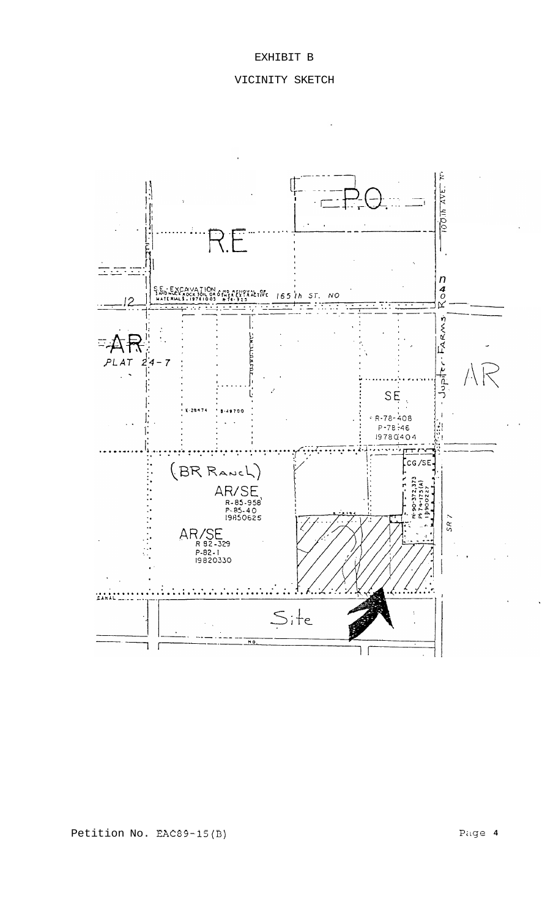EXHIBIT B

VICINITY SKETCH

P.O.

100th AVE. N

R.E

SE - EXCAVATION AND REMOVAL OF SAND MUCK ROCK SOIL OR OTHER EXTRACTIVE MATERIALS - 19781005 R-78-935

165th ST. NO

12

AR

PLAT 24-7

Jupiter FARMS ROAD

n 4 0

AR

SE

R-78-408
P-78-46
19780404

(BR Ranch)

AR/SE
R-85-958
P-85-40
19850625

AR/SE
R 82-329
P-82-1
19820330

CG/SE

R-90-372,373
P-74-175(A)
19900227

SR 7

CANAL

Site

Petition No. EAC89-15(B)